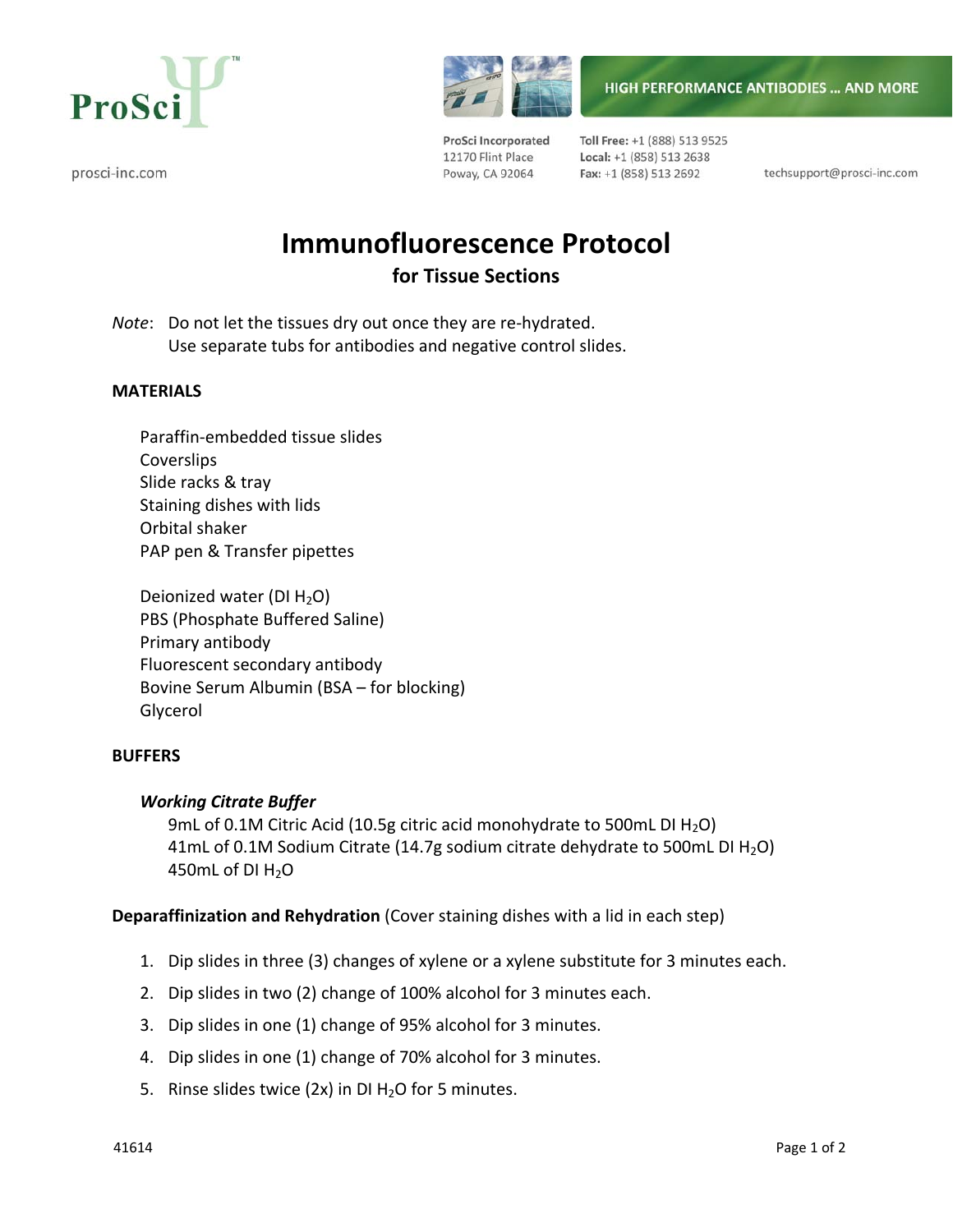ProSci

prosci-inc.com

HIGH PERFORMANCE ANTIBODIES ... AND MORE

ProSci Incorporated
12170 Flint Place
Poway, CA 92064

**Toll Free:** +1 (888) 513 9525
**Local:** +1 (858) 513 2638
**Fax:** +1 (858) 513 2692

techsupport@prosci-inc.com

# Immunofluorescence Protocol

## for Tissue Sections

*Note*: Do not let the tissues dry out once they are re-hydrated.
Use separate tubs for antibodies and negative control slides.

**MATERIALS**

Paraffin-embedded tissue slides
Coverslips
Slide racks & tray
Staining dishes with lids
Orbital shaker
PAP pen & Transfer pipettes

Deionized water (DI $H_2O$)
PBS (Phosphate Buffered Saline)
Primary antibody
Fluorescent secondary antibody
Bovine Serum Albumin (BSA – for blocking)
Glycerol

**BUFFERS**

***Working Citrate Buffer***

9mL of 0.1M Citric Acid (10.5g citric acid monohydrate to 500mL DI $H_2O$)
41mL of 0.1M Sodium Citrate (14.7g sodium citrate dehydrate to 500mL DI $H_2O$)
450mL of DI $H_2O$

**Deparaffinization and Rehydration** (Cover staining dishes with a lid in each step)

1. Dip slides in three (3) changes of xylene or a xylene substitute for 3 minutes each.
2. Dip slides in two (2) change of 100% alcohol for 3 minutes each.
3. Dip slides in one (1) change of 95% alcohol for 3 minutes.
4. Dip slides in one (1) change of 70% alcohol for 3 minutes.
5. Rinse slides twice (2x) in DI $H_2O$ for 5 minutes.

41614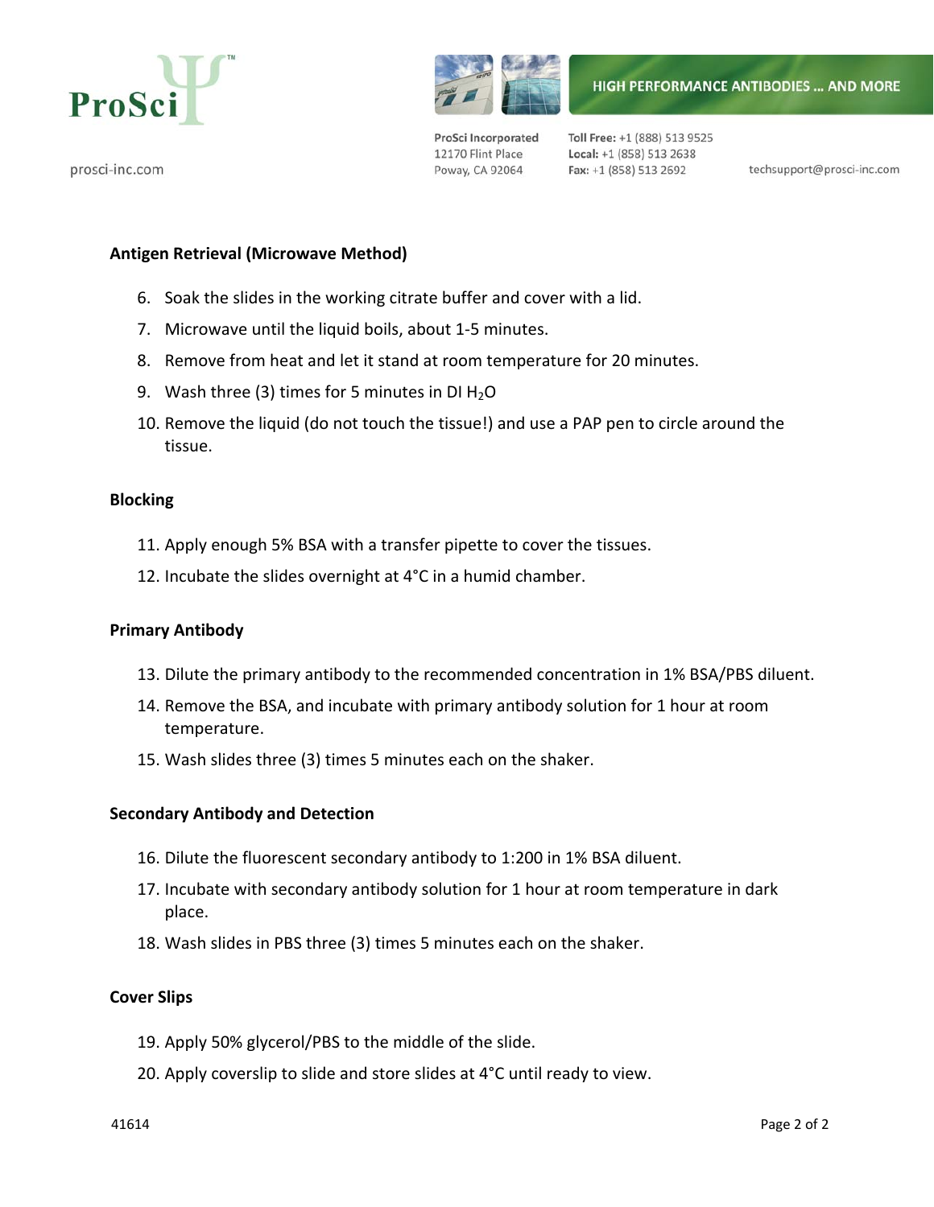## Antigen Retrieval (Microwave Method)

6. Soak the slides in the working citrate buffer and cover with a lid.
7. Microwave until the liquid boils, about 1-5 minutes.
8. Remove from heat and let it stand at room temperature for 20 minutes.
9. Wash three (3) times for 5 minutes in DI $H_2O$
10. Remove the liquid (do not touch the tissue!) and use a PAP pen to circle around the tissue.

## Blocking

11. Apply enough 5% BSA with a transfer pipette to cover the tissues.
12. Incubate the slides overnight at 4°C in a humid chamber.

## Primary Antibody

13. Dilute the primary antibody to the recommended concentration in 1% BSA/PBS diluent.
14. Remove the BSA, and incubate with primary antibody solution for 1 hour at room temperature.
15. Wash slides three (3) times 5 minutes each on the shaker.

## Secondary Antibody and Detection

16. Dilute the fluorescent secondary antibody to 1:200 in 1% BSA diluent.
17. Incubate with secondary antibody solution for 1 hour at room temperature in dark place.
18. Wash slides in PBS three (3) times 5 minutes each on the shaker.

## Cover Slips

19. Apply 50% glycerol/PBS to the middle of the slide.
20. Apply coverslip to slide and store slides at 4°C until ready to view.

41614